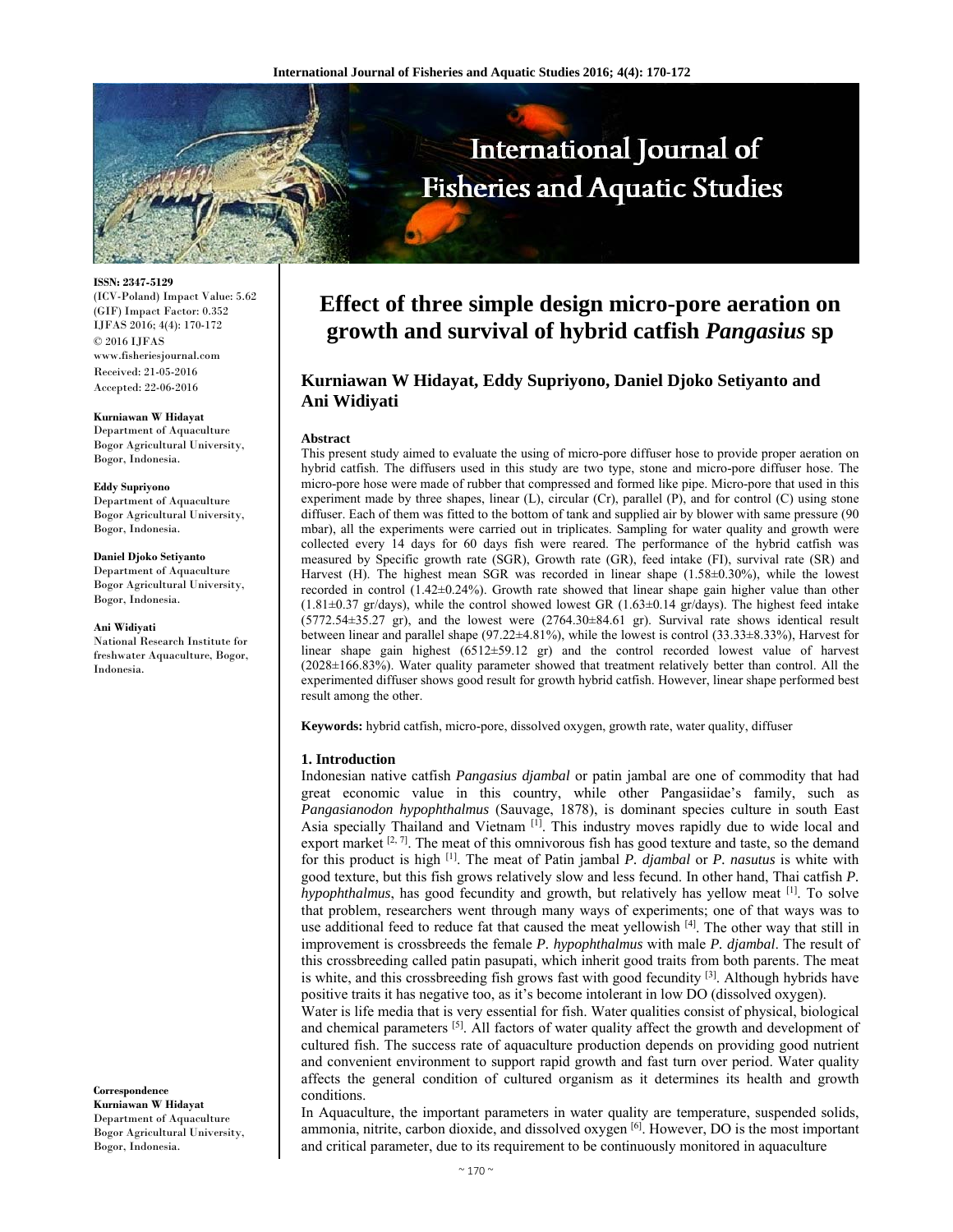# Effect of three simple design micro-pore aeration on growth and survival of hybrid catfish *Pangasius* sp

**Kurniawan W Hidayat, Eddy Supriyono, Daniel Djoko Setiyanto and Ani Widiyati**

ISSN: 2347-5129
(ICV-Poland) Impact Value: 5.62
(GIF) Impact Factor: 0.352
IJFAS 2016; 4(4): 170-172
© 2016 IJFAS
www.fisheriesjournal.com
Received: 21-05-2016
Accepted: 22-06-2016

**Kurniawan W Hidayat**
Department of Aquaculture Bogor Agricultural University, Bogor, Indonesia.

**Eddy Supriyono**
Department of Aquaculture Bogor Agricultural University, Bogor, Indonesia.

**Daniel Djoko Setiyanto**
Department of Aquaculture Bogor Agricultural University, Bogor, Indonesia.

**Ani Widiyati**
National Research Institute for freshwater Aquaculture, Bogor, Indonesia.

**Correspondence**
**Kurniawan W Hidayat**
Department of Aquaculture Bogor Agricultural University, Bogor, Indonesia.

### Abstract

This present study aimed to evaluate the using of micro-pore diffuser hose to provide proper aeration on hybrid catfish. The diffusers used in this study are two type, stone and micro-pore diffuser hose. The micro-pore hose were made of rubber that compressed and formed like pipe. Micro-pore that used in this experiment made by three shapes, linear (L), circular (Cr), parallel (P), and for control (C) using stone diffuser. Each of them was fitted to the bottom of tank and supplied air by blower with same pressure (90 mbar), all the experiments were carried out in triplicates. Sampling for water quality and growth were collected every 14 days for 60 days fish were reared. The performance of the hybrid catfish was measured by Specific growth rate (SGR), Growth rate (GR), feed intake (FI), survival rate (SR) and Harvest (H). The highest mean SGR was recorded in linear shape (1.58±0.30%), while the lowest recorded in control (1.42±0.24%). Growth rate showed that linear shape gain higher value than other (1.81±0.37 gr/days), while the control showed lowest GR (1.63±0.14 gr/days). The highest feed intake (5772.54±35.27 gr), and the lowest were (2764.30±84.61 gr). Survival rate shows identical result between linear and parallel shape (97.22±4.81%), while the lowest is control (33.33±8.33%), Harvest for linear shape gain highest (6512±59.12 gr) and the control recorded lowest value of harvest (2028±166.83%). Water quality parameter showed that treatment relatively better than control. All the experimented diffuser shows good result for growth hybrid catfish. However, linear shape performed best result among the other.

**Keywords:** hybrid catfish, micro-pore, dissolved oxygen, growth rate, water quality, diffuser

### 1. Introduction

Indonesian native catfish *Pangasius djambal* or patin jambal are one of commodity that had great economic value in this country, while other Pangasiidae's family, such as *Pangasianodon hypophthalmus* (Sauvage, 1878), is dominant species culture in south East Asia specially Thailand and Vietnam [1]. This industry moves rapidly due to wide local and export market [2, 7]. The meat of this omnivorous fish has good texture and taste, so the demand for this product is high [1]. The meat of Patin jambal *P. djambal* or *P. nasutus* is white with good texture, but this fish grows relatively slow and less fecund. In other hand, Thai catfish *P. hypophthalmus*, has good fecundity and growth, but relatively has yellow meat [1]. To solve that problem, researchers went through many ways of experiments; one of that ways was to use additional feed to reduce fat that caused the meat yellowish [4]. The other way that still in improvement is crossbreeds the female *P. hypophthalmus* with male *P. djambal*. The result of this crossbreeding called patin pasupati, which inherit good traits from both parents. The meat is white, and this crossbreeding fish grows fast with good fecundity [3]. Although hybrids have positive traits it has negative too, as it's become intolerant in low DO (dissolved oxygen).

Water is life media that is very essential for fish. Water qualities consist of physical, biological and chemical parameters [5]. All factors of water quality affect the growth and development of cultured fish. The success rate of aquaculture production depends on providing good nutrient and convenient environment to support rapid growth and fast turn over period. Water quality affects the general condition of cultured organism as it determines its health and growth conditions.

In Aquaculture, the important parameters in water quality are temperature, suspended solids, ammonia, nitrite, carbon dioxide, and dissolved oxygen [6]. However, DO is the most important and critical parameter, due to its requirement to be continuously monitored in aquaculture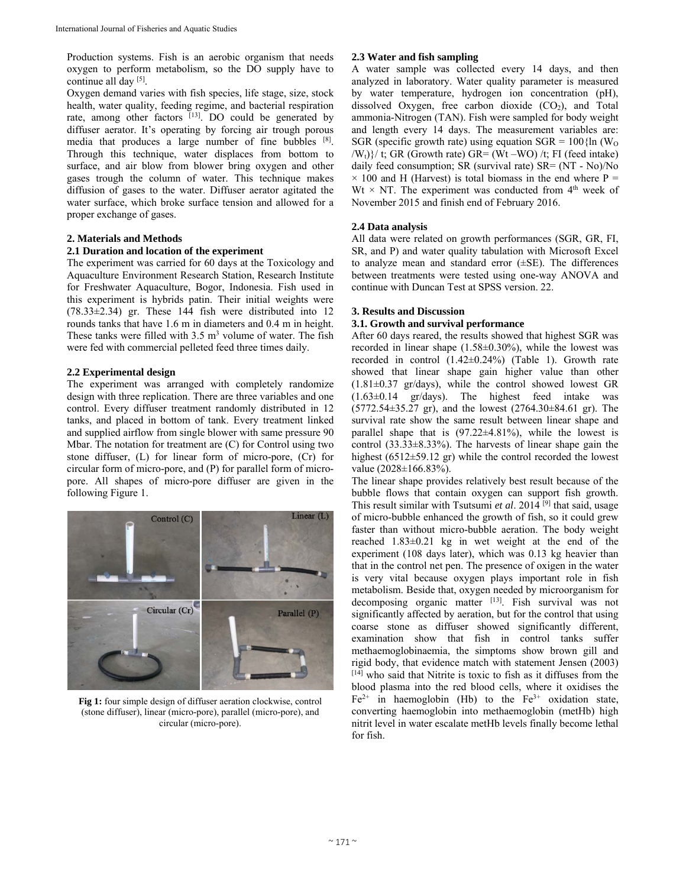Production systems. Fish is an aerobic organism that needs oxygen to perform metabolism, so the DO supply have to continue all day [5].

Oxygen demand varies with fish species, life stage, size, stock health, water quality, feeding regime, and bacterial respiration rate, among other factors [13]. DO could be generated by diffuser aerator. It's operating by forcing air trough porous media that produces a large number of fine bubbles [8]. Through this technique, water displaces from bottom to surface, and air blow from blower bring oxygen and other gases trough the column of water. This technique makes diffusion of gases to the water. Diffuser aerator agitated the water surface, which broke surface tension and allowed for a proper exchange of gases.

## 2. Materials and Methods

### 2.1 Duration and location of the experiment

The experiment was carried for 60 days at the Toxicology and Aquaculture Environment Research Station, Research Institute for Freshwater Aquaculture, Bogor, Indonesia. Fish used in this experiment is hybrids patin. Their initial weights were (78.33±2.34) gr. These 144 fish were distributed into 12 rounds tanks that have 1.6 m in diameters and 0.4 m in height. These tanks were filled with 3.5 $m^3$ volume of water. The fish were fed with commercial pelleted feed three times daily.

### 2.2 Experimental design

The experiment was arranged with completely randomize design with three replication. There are three variables and one control. Every diffuser treatment randomly distributed in 12 tanks, and placed in bottom of tank. Every treatment linked and supplied airflow from single blower with same pressure 90 Mbar. The notation for treatment are (C) for Control using two stone diffuser, (L) for linear form of micro-pore, (Cr) for circular form of micro-pore, and (P) for parallel form of micro-pore. All shapes of micro-pore diffuser are given in the following Figure 1.

**Fig 1:** four simple design of diffuser aeration clockwise, control (stone diffuser), linear (micro-pore), parallel (micro-pore), and circular (micro-pore).

### 2.3 Water and fish sampling

A water sample was collected every 14 days, and then analyzed in laboratory. Water quality parameter is measured by water temperature, hydrogen ion concentration (pH), dissolved Oxygen, free carbon dioxide ($CO_2$), and Total ammonia-Nitrogen (TAN). Fish were sampled for body weight and length every 14 days. The measurement variables are: SGR (specific growth rate) using equation SGR = $100\{\ln (W_O / W_t)\}/ t$; GR (Growth rate) GR= $(W_t - W_O) / t$; FI (feed intake) daily feed consumption; SR (survival rate) SR= $(N_T - N_o)/N_o \times 100$ and H (Harvest) is total biomass in the end where $P = W_t \times N_T$. The experiment was conducted from 4th week of November 2015 and finish end of February 2016.

### 2.4 Data analysis

All data were related on growth performances (SGR, GR, FI, SR, and P) and water quality tabulation with Microsoft Excel to analyze mean and standard error (±SE). The differences between treatments were tested using one-way ANOVA and continue with Duncan Test at SPSS version. 22.

## 3. Results and Discussion

### 3.1. Growth and survival performance

After 60 days reared, the results showed that highest SGR was recorded in linear shape (1.58±0.30%), while the lowest was recorded in control (1.42±0.24%) (Table 1). Growth rate showed that linear shape gain higher value than other (1.81±0.37 gr/days), while the control showed lowest GR (1.63±0.14 gr/days). The highest feed intake was (5772.54±35.27 gr), and the lowest (2764.30±84.61 gr). The survival rate show the same result between linear shape and parallel shape that is (97.22±4.81%), while the lowest is control (33.33±8.33%). The harvests of linear shape gain the highest (6512±59.12 gr) while the control recorded the lowest value (2028±166.83%).

The linear shape provides relatively best result because of the bubble flows that contain oxygen can support fish growth. This result similar with Tsutsumi *et al*. 2014 [9] that said, usage of micro-bubble enhanced the growth of fish, so it could grew faster than without micro-bubble aeration. The body weight reached 1.83±0.21 kg in wet weight at the end of the experiment (108 days later), which was 0.13 kg heavier than that in the control net pen. The presence of oxigen in the water is very vital because oxygen plays important role in fish metabolism. Beside that, oxygen needed by microorganism for decomposing organic matter [13]. Fish survival was not significantly affected by aeration, but for the control that using coarse stone as diffuser showed significantly different, examination show that fish in control tanks suffer methaemoglobinaemia, the simptoms show brown gill and rigid body, that evidence match with statement Jensen (2003) [14] who said that Nitrite is toxic to fish as it diffuses from the blood plasma into the red blood cells, where it oxidises the $Fe^{2+}$ in haemoglobin (Hb) to the $Fe^{3+}$ oxidation state, converting haemoglobin into methaemoglobin (metHb) high nitrit level in water escalate metHb levels finally become lethal for fish.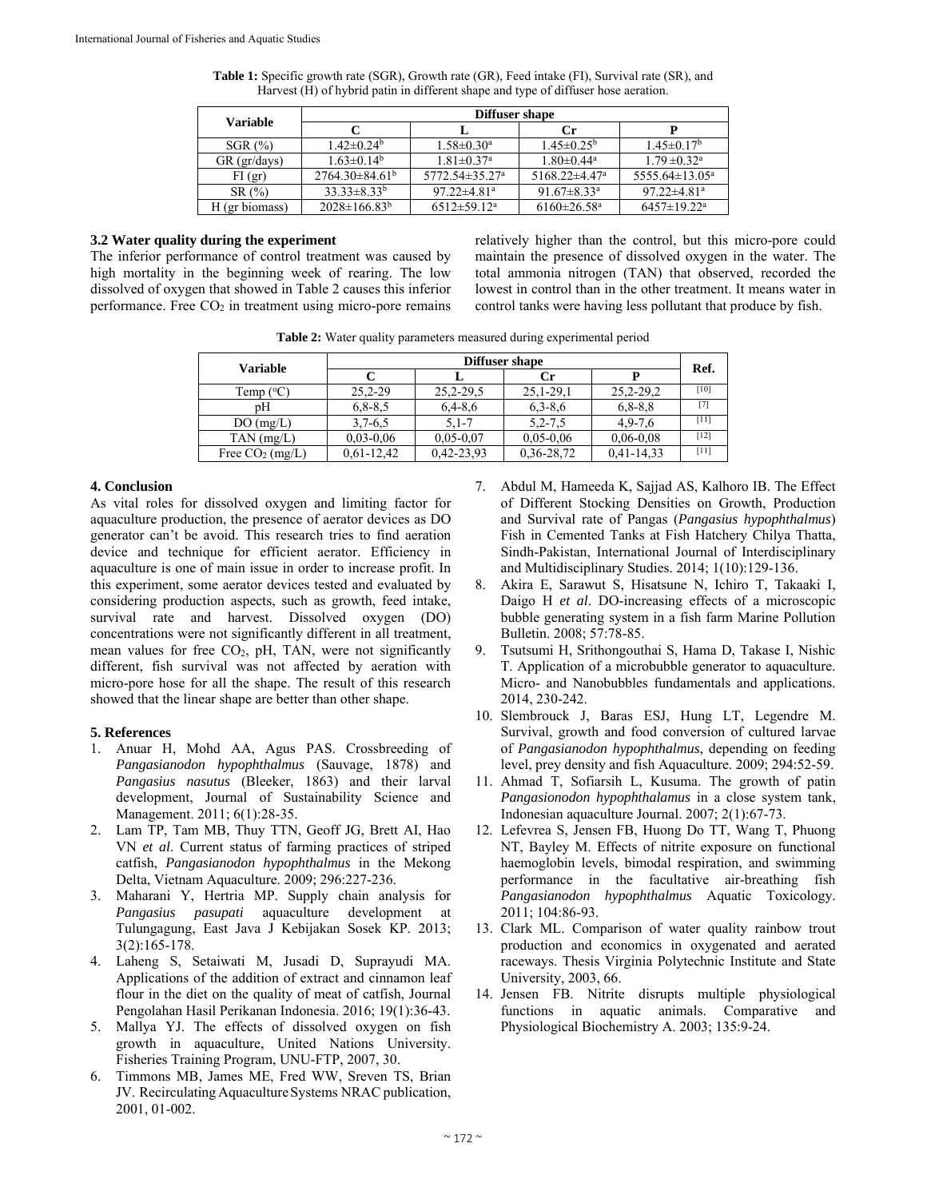**Table 1:** Specific growth rate (SGR), Growth rate (GR), Feed intake (FI), Survival rate (SR), and Harvest (H) of hybrid patin in different shape and type of diffuser hose aeration.

| Variable | Diffuser shape | | | |
|---|---|---|---|---|
| | C | L | Cr | P |
| SGR (%) | 1.42±0.24[b] | 1.58±0.30[a] | 1.45±0.25[b] | 1.45±0.17[b] |
| GR (gr/days) | 1.63±0.14[b] | 1.81±0.37[a] | 1.80±0.44[a] | 1.79 ±0.32[a] |
| FI (gr) | 2764.30±84.61[b] | 5772.54±35.27[a] | 5168.22±4.47[a] | 5555.64±13.05[a] |
| SR (%) | 33.33±8.33[b] | 97.22±4.81[a] | 91.67±8.33[a] | 97.22±4.81[a] |
| H (gr biomass) | 2028±166.83[b] | 6512±59.12[a] | 6160±26.58[a] | 6457±19.22[a] |

### 3.2 Water quality during the experiment

The inferior performance of control treatment was caused by high mortality in the beginning week of rearing. The low dissolved of oxygen that showed in Table 2 causes this inferior performance. Free $CO_2$ in treatment using micro-pore remains relatively higher than the control, but this micro-pore could maintain the presence of dissolved oxygen in the water. The total ammonia nitrogen (TAN) that observed, recorded the lowest in control than in the other treatment. It means water in control tanks were having less pollutant that produce by fish.

**Table 2:** Water quality parameters measured during experimental period

| Variable | Diffuser shape | | | | Ref. |
|---|---|---|---|---|---|
| | C | L | Cr | P | |
| Temp (°C) | 25,2-29 | 25,2-29,5 | 25,1-29,1 | 25,2-29,2 | [10] |
| pH | 6,8-8,5 | 6,4-8,6 | 6,3-8,6 | 6,8-8,8 | [7] |
| DO (mg/L) | 3,7-6,5 | 5,1-7 | 5,2-7,5 | 4,9-7,6 | [11] |
| TAN (mg/L) | 0,03-0,06 | 0,05-0,07 | 0,05-0,06 | 0,06-0,08 | [12] |
| Free $CO_2$ (mg/L) | 0,61-12,42 | 0,42-23,93 | 0,36-28,72 | 0,41-14,33 | [11] |

## 4. Conclusion

As vital roles for dissolved oxygen and limiting factor for aquaculture production, the presence of aerator devices as DO generator can't be avoid. This research tries to find aeration device and technique for efficient aerator. Efficiency in aquaculture is one of main issue in order to increase profit. In this experiment, some aerator devices tested and evaluated by considering production aspects, such as growth, feed intake, survival rate and harvest. Dissolved oxygen (DO) concentrations were not significantly different in all treatment, mean values for free $CO_2$, pH, TAN, were not significantly different, fish survival was not affected by aeration with micro-pore hose for all the shape. The result of this research showed that the linear shape are better than other shape.

## 5. References

1. Anuar H, Mohd AA, Agus PAS. Crossbreeding of *Pangasianodon hypophthalmus* (Sauvage, 1878) and *Pangasius nasutus* (Bleeker, 1863) and their larval development, Journal of Sustainability Science and Management. 2011; 6(1):28-35.
2. Lam TP, Tam MB, Thuy TTN, Geoff JG, Brett AI, Hao VN *et al*. Current status of farming practices of striped catfish, *Pangasianodon hypophthalmus* in the Mekong Delta, Vietnam Aquaculture. 2009; 296:227-236.
3. Maharani Y, Hertria MP. Supply chain analysis for *Pangasius pasupati* aquaculture development at Tulungagung, East Java J Kebijakan Sosek KP. 2013; 3(2):165-178.
4. Laheng S, Setaiwati M, Jusadi D, Suprayudi MA. Applications of the addition of extract and cinnamon leaf flour in the diet on the quality of meat of catfish, Journal Pengolahan Hasil Perikanan Indonesia. 2016; 19(1):36-43.
5. Mallya YJ. The effects of dissolved oxygen on fish growth in aquaculture, United Nations University. Fisheries Training Program, UNU-FTP, 2007, 30.
6. Timmons MB, James ME, Fred WW, Sreven TS, Brian JV. Recirculating Aquaculture Systems NRAC publication, 2001, 01-002.
7. Abdul M, Hameeda K, Sajjad AS, Kalhoro IB. The Effect of Different Stocking Densities on Growth, Production and Survival rate of Pangas (*Pangasius hypophthalmus*) Fish in Cemented Tanks at Fish Hatchery Chilya Thatta, Sindh-Pakistan, International Journal of Interdisciplinary and Multidisciplinary Studies. 2014; 1(10):129-136.
8. Akira E, Sarawut S, Hisatsune N, Ichiro T, Takaaki I, Daigo H *et al*. DO-increasing effects of a microscopic bubble generating system in a fish farm Marine Pollution Bulletin. 2008; 57:78-85.
9. Tsutsumi H, Srithongouthai S, Hama D, Takase I, Nishic T. Application of a microbubble generator to aquaculture. Micro- and Nanobubbles fundamentals and applications. 2014, 230-242.
10. Slembrouck J, Baras ESJ, Hung LT, Legendre M. Survival, growth and food conversion of cultured larvae of *Pangasianodon hypophthalmus*, depending on feeding level, prey density and fish Aquaculture. 2009; 294:52-59.
11. Ahmad T, Sofiarsih L, Kusuma. The growth of patin *Pangasionodon hypophthalamus* in a close system tank, Indonesian aquaculture Journal. 2007; 2(1):67-73.
12. Lefevrea S, Jensen FB, Huong Do TT, Wang T, Phuong NT, Bayley M. Effects of nitrite exposure on functional haemoglobin levels, bimodal respiration, and swimming performance in the facultative air-breathing fish *Pangasianodon hypophthalmus* Aquatic Toxicology. 2011; 104:86-93.
13. Clark ML. Comparison of water quality rainbow trout production and economics in oxygenated and aerated raceways. Thesis Virginia Polytechnic Institute and State University, 2003, 66.
14. Jensen FB. Nitrite disrupts multiple physiological functions in aquatic animals. Comparative and Physiological Biochemistry A. 2003; 135:9-24.